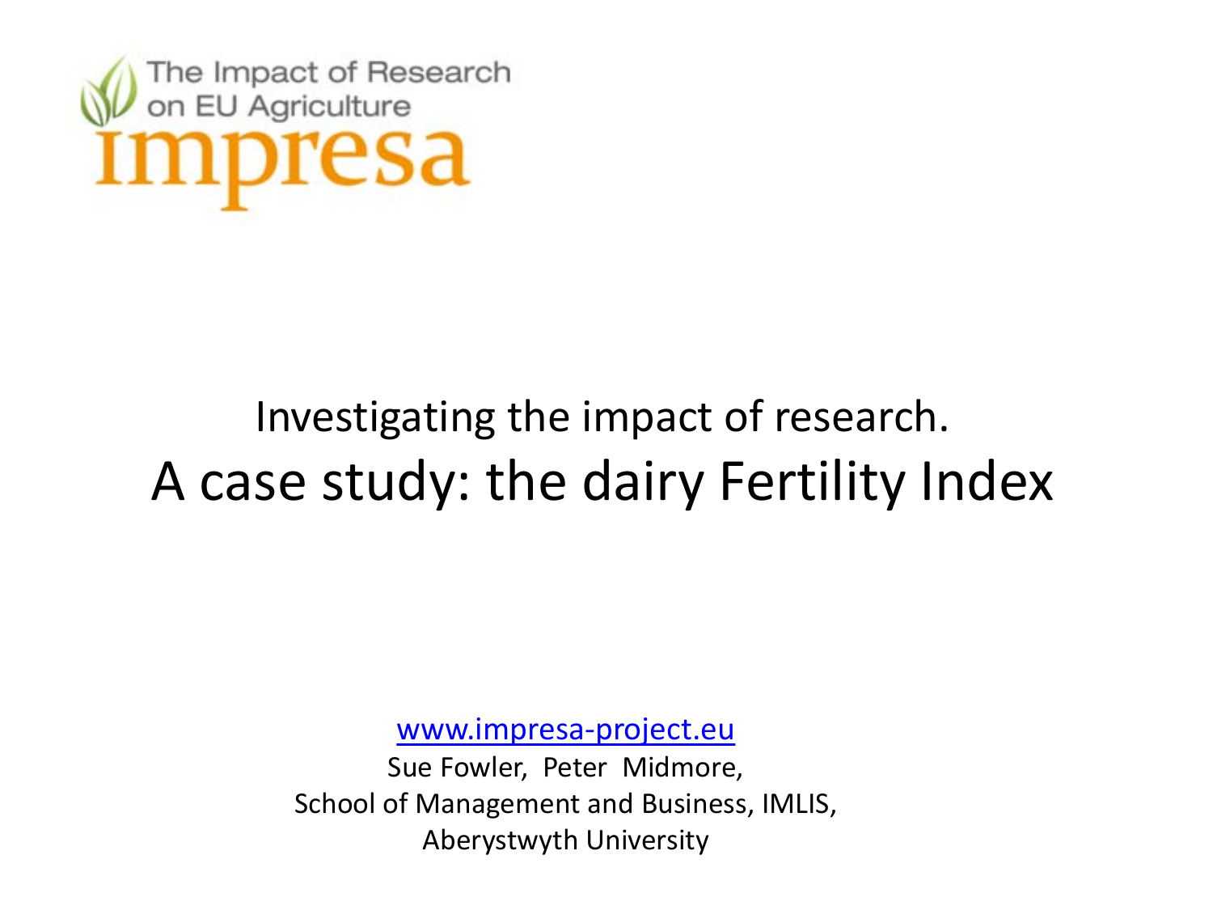The Impact of Research on EU Agriculture

impresa

# Investigating the impact of research.

# A case study: the dairy Fertility Index

www.impresa-project.eu

Sue Fowler, Peter Midmore,

School of Management and Business, IMLIS,

Aberystwyth University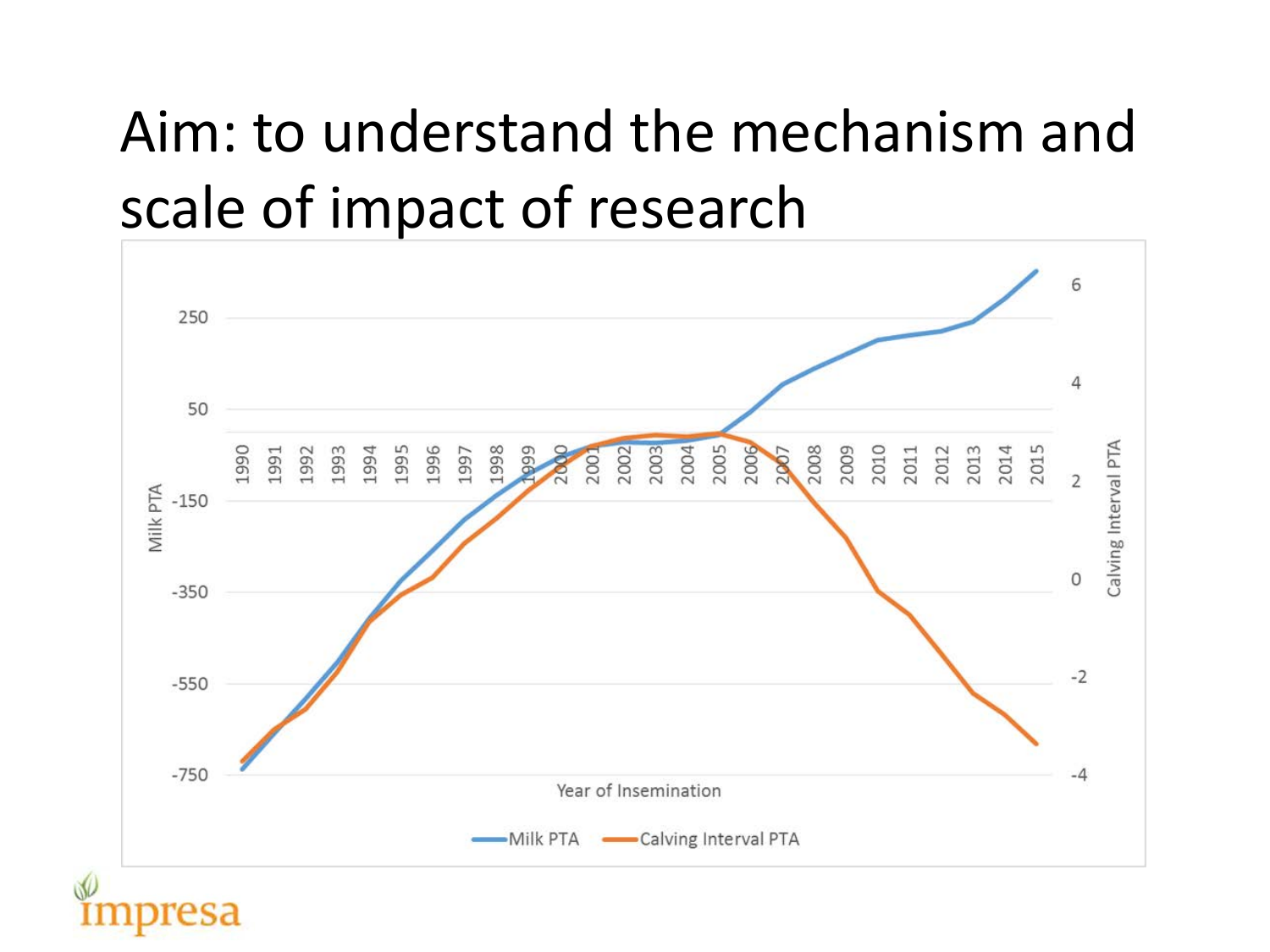# Aim: to understand the mechanism and scale of impact of research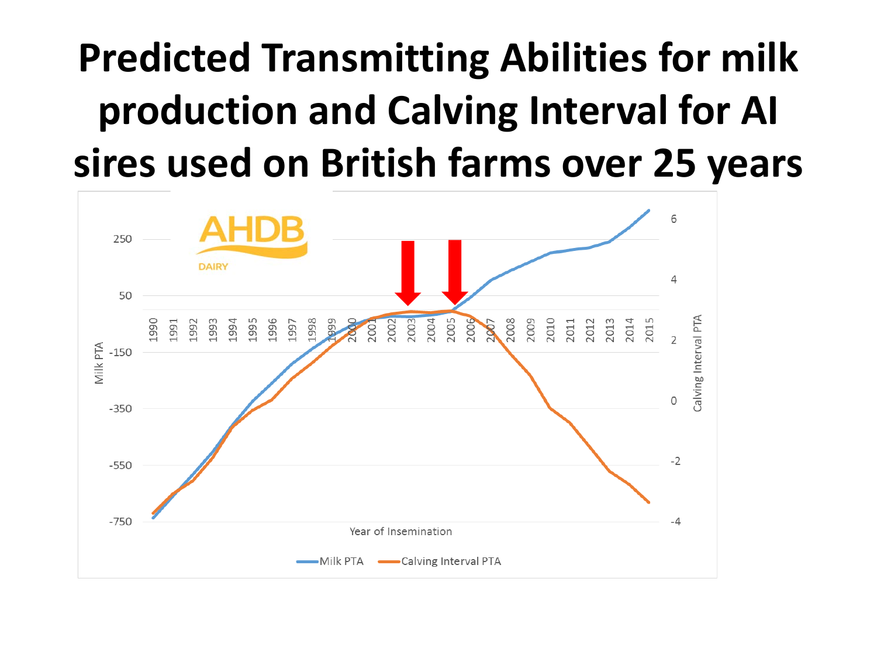# Predicted Transmitting Abilities for milk production and Calving Interval for AI sires used on British farms over 25 years

AHDB DAIRY

Milk PTA: 250, 50, -150, -350, -550, -750

Calving Interval PTA: 6, 4, 2, 0, -2, -4

Year of Insemination: 1990, 1991, 1992, 1993, 1994, 1995, 1996, 1997, 1998, 1999, 2000, 2001, 2002, 2003, 2004, 2005, 2006, 2007, 2008, 2009, 2010, 2011, 2012, 2013, 2014, 2015

Milk PTA — Calving Interval PTA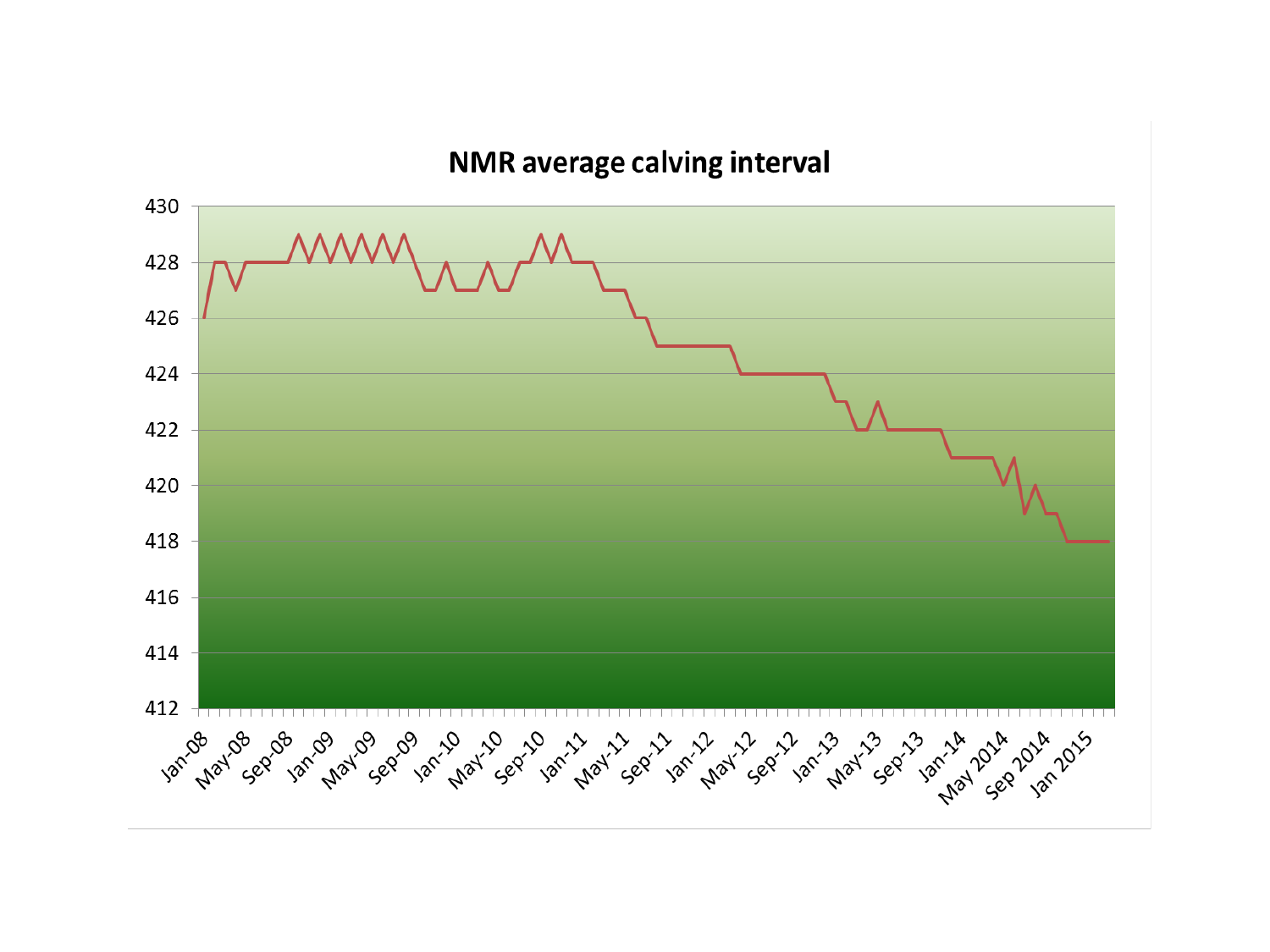## NMR average calving interval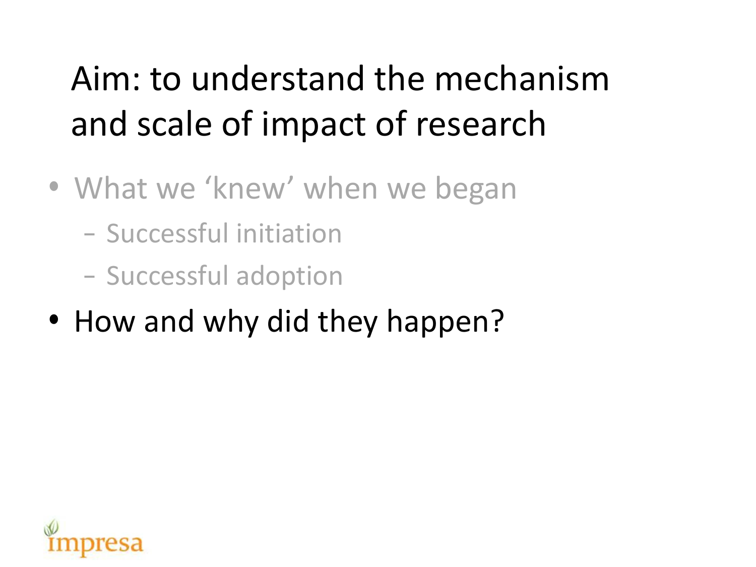# Aim: to understand the mechanism and scale of impact of research

- What we 'knew' when we began
  - Successful initiation
  - Successful adoption
- How and why did they happen?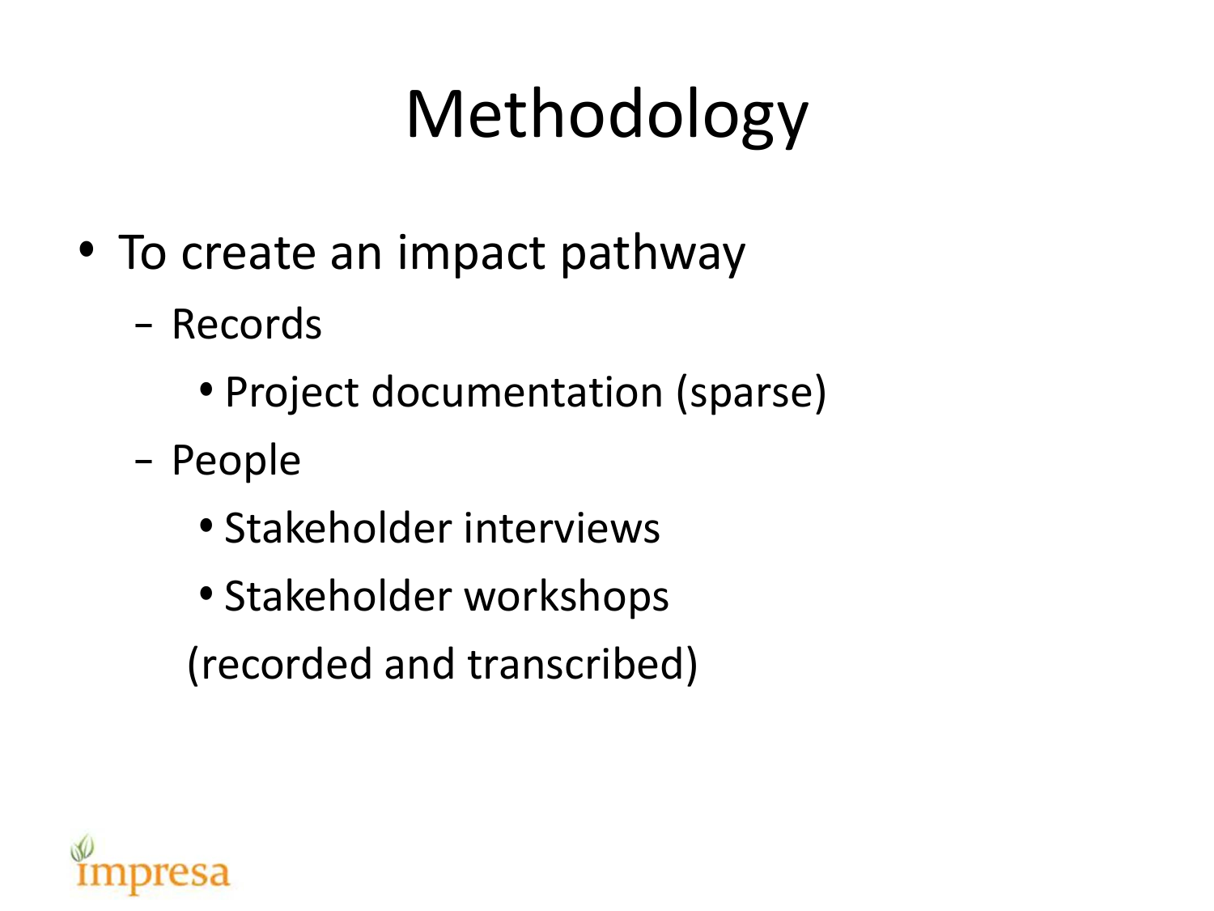# Methodology

- To create an impact pathway
  - Records
    - Project documentation (sparse)
  - People
    - Stakeholder interviews
    - Stakeholder workshops

    (recorded and transcribed)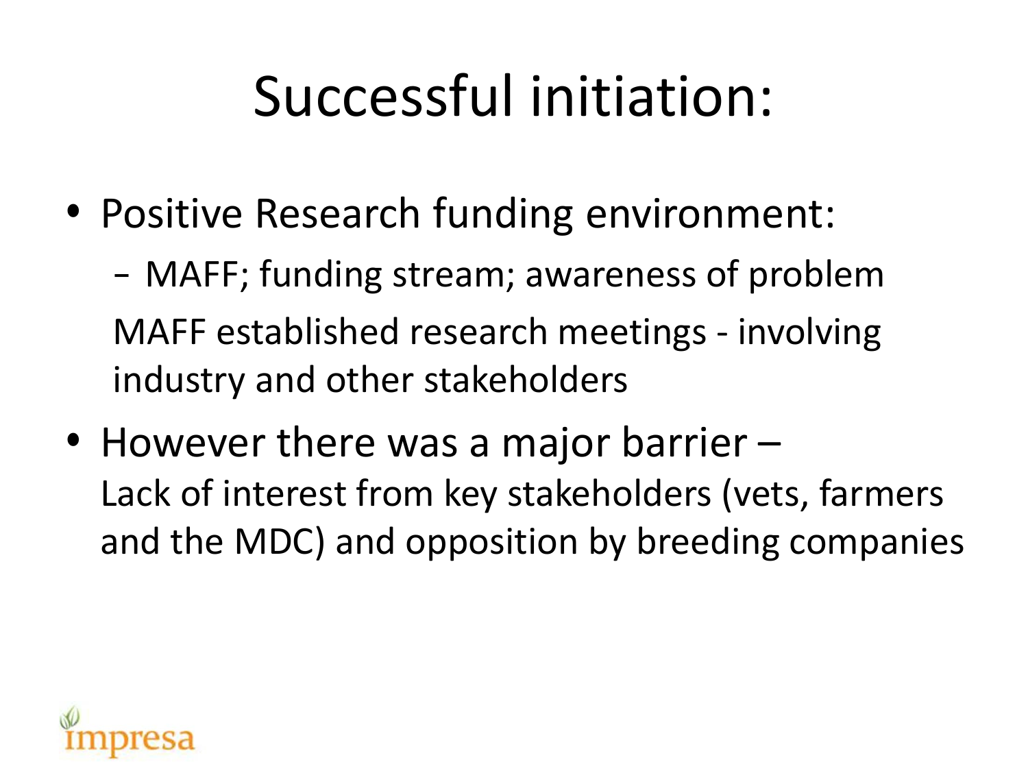# Successful initiation:

- Positive Research funding environment:
  - MAFF; funding stream; awareness of problem

  MAFF established research meetings - involving industry and other stakeholders
- However there was a major barrier –
  Lack of interest from key stakeholders (vets, farmers and the MDC) and opposition by breeding companies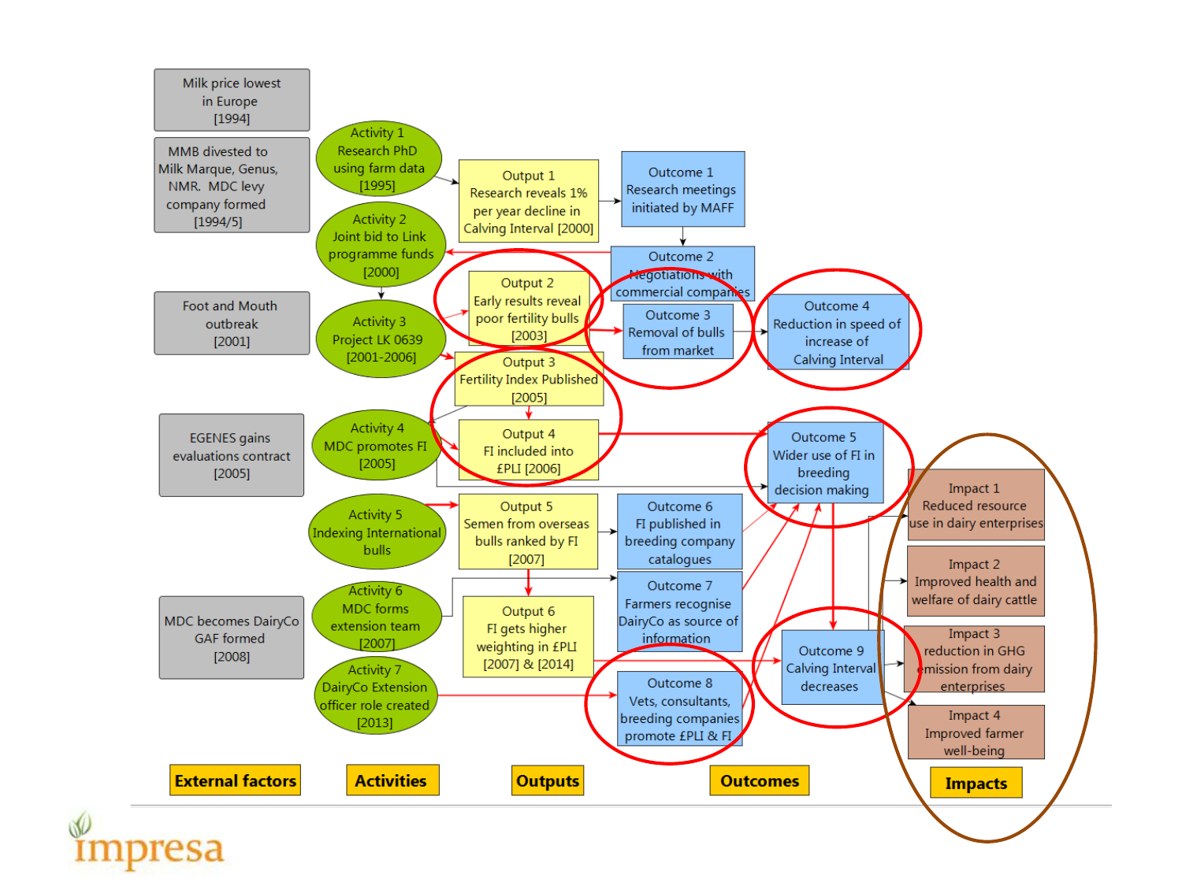| External factors | Activities | Outputs | Outcomes | Impacts |
| --- | --- | --- | --- | --- |
| Milk price lowest in Europe [1994] | Activity 1 Research PhD using farm data [1995] | Output 1 Research reveals 1% per year decline in Calving Interval [2000] | Outcome 1 Research meetings initiated by MAFF | Impact 1 Reduced resource use in dairy enterprises |
| MMB divested to Milk Marque, Genus, NMR. MDC levy company formed [1994/5] | Activity 2 Joint bid to Link programme funds [2000] | Output 2 Early results reveal poor fertility bulls [2003] | Outcome 2 Negotiations with commercial companies | Impact 2 Improved health and welfare of dairy cattle |
| Foot and Mouth outbreak [2001] | Activity 3 Project LK 0639 [2001-2006] | Output 3 Fertility Index Published [2005] | Outcome 3 Removal of bulls from market | Impact 3 reduction in GHG emission from dairy enterprises |
| EGENES gains evaluations contract [2005] | Activity 4 MDC promotes FI [2005] | Output 4 FI included into £PLI [2006] | Outcome 4 Reduction in speed of increase of Calving Interval | Impact 4 Improved farmer well-being |
| MDC becomes DairyCo GAF formed [2008] | Activity 5 Indexing International bulls | Output 5 Semen from overseas bulls ranked by FI [2007] | Outcome 5 Wider use of FI in breeding decision making | |
| | Activity 6 MDC forms extension team [2007] | Output 6 FI gets higher weighting in £PLI [2007] & [2014] | Outcome 6 FI published in breeding company catalogues | |
| | Activity 7 DairyCo Extension officer role created [2013] | | Outcome 7 Farmers recognise DairyCo as source of information | |
| | | | Outcome 8 Vets, consultants, breeding companies promote £PLI & FI | |
| | | | Outcome 9 Calving Interval decreases | |

impresa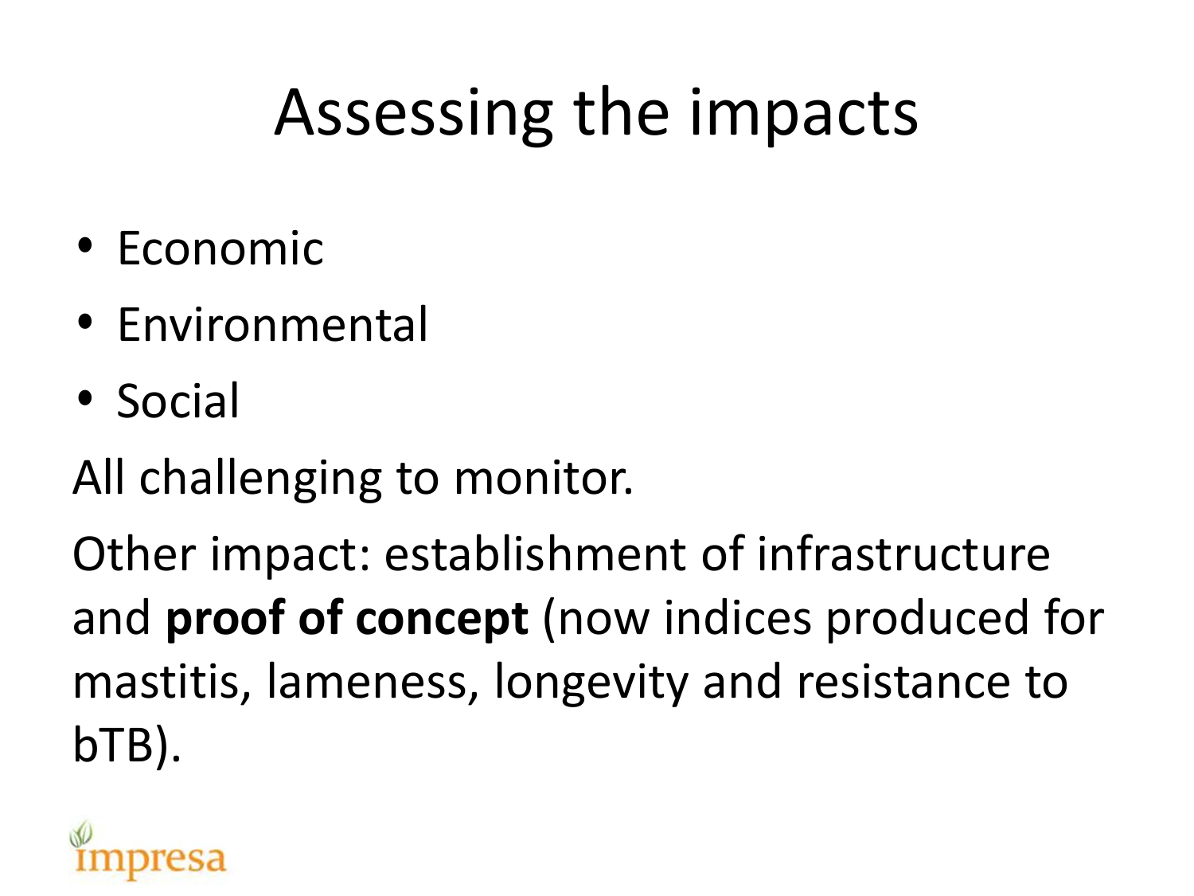# Assessing the impacts

- Economic
- Environmental
- Social

All challenging to monitor.

Other impact: establishment of infrastructure and **proof of concept** (now indices produced for mastitis, lameness, longevity and resistance to bTB).

impresa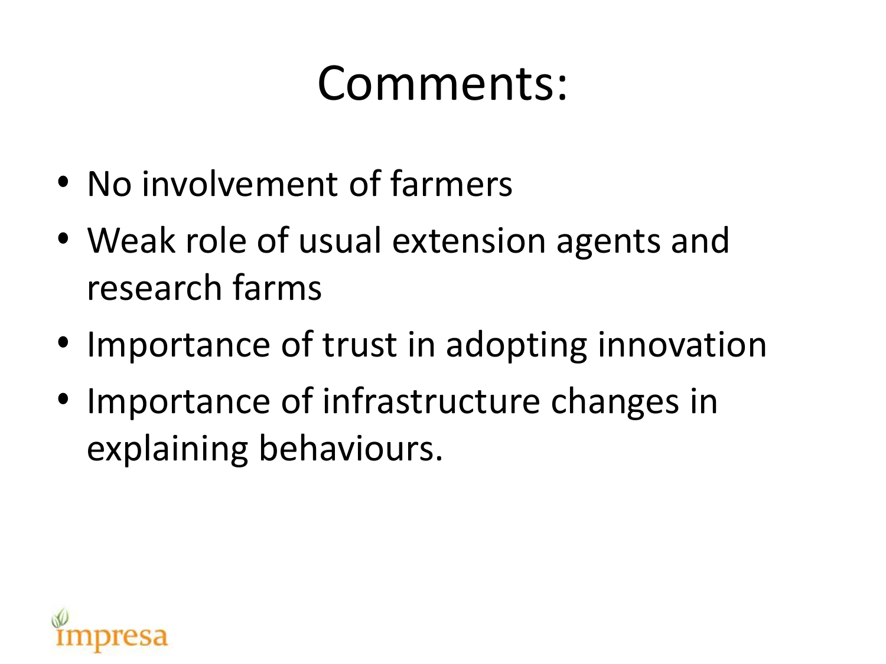# Comments:

- No involvement of farmers
- Weak role of usual extension agents and research farms
- Importance of trust in adopting innovation
- Importance of infrastructure changes in explaining behaviours.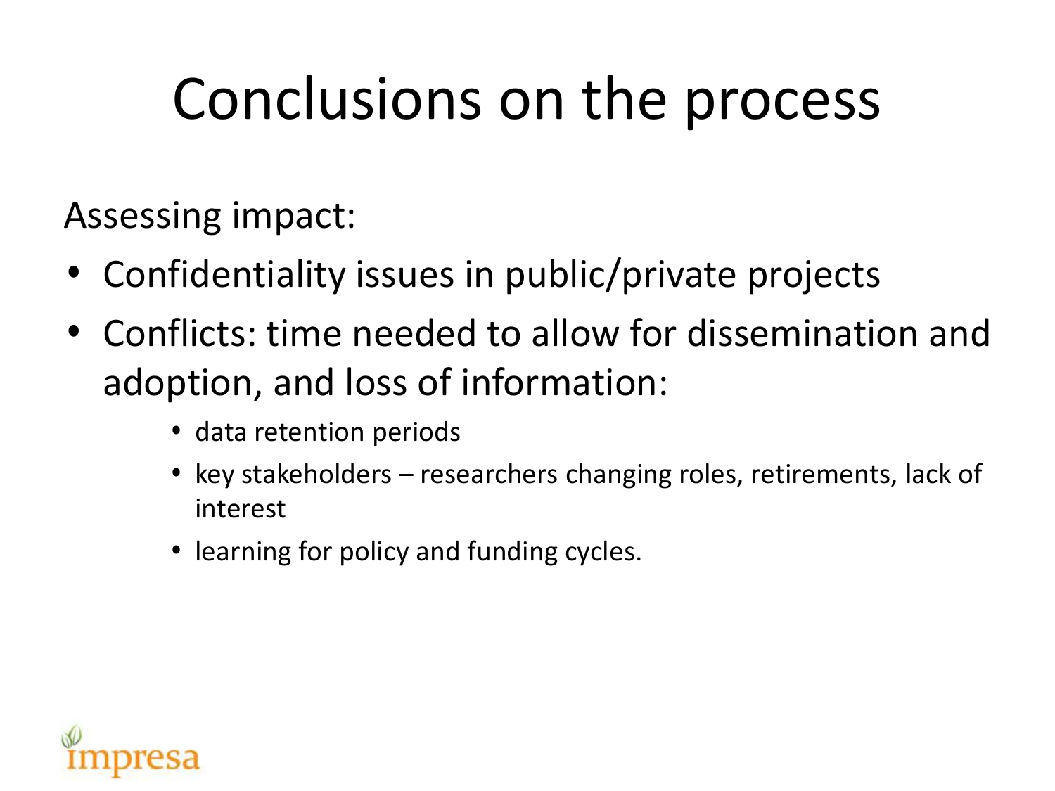# Conclusions on the process

Assessing impact:

- Confidentiality issues in public/private projects
- Conflicts: time needed to allow for dissemination and adoption, and loss of information:
  - data retention periods
  - key stakeholders – researchers changing roles, retirements, lack of interest
  - learning for policy and funding cycles.

impresa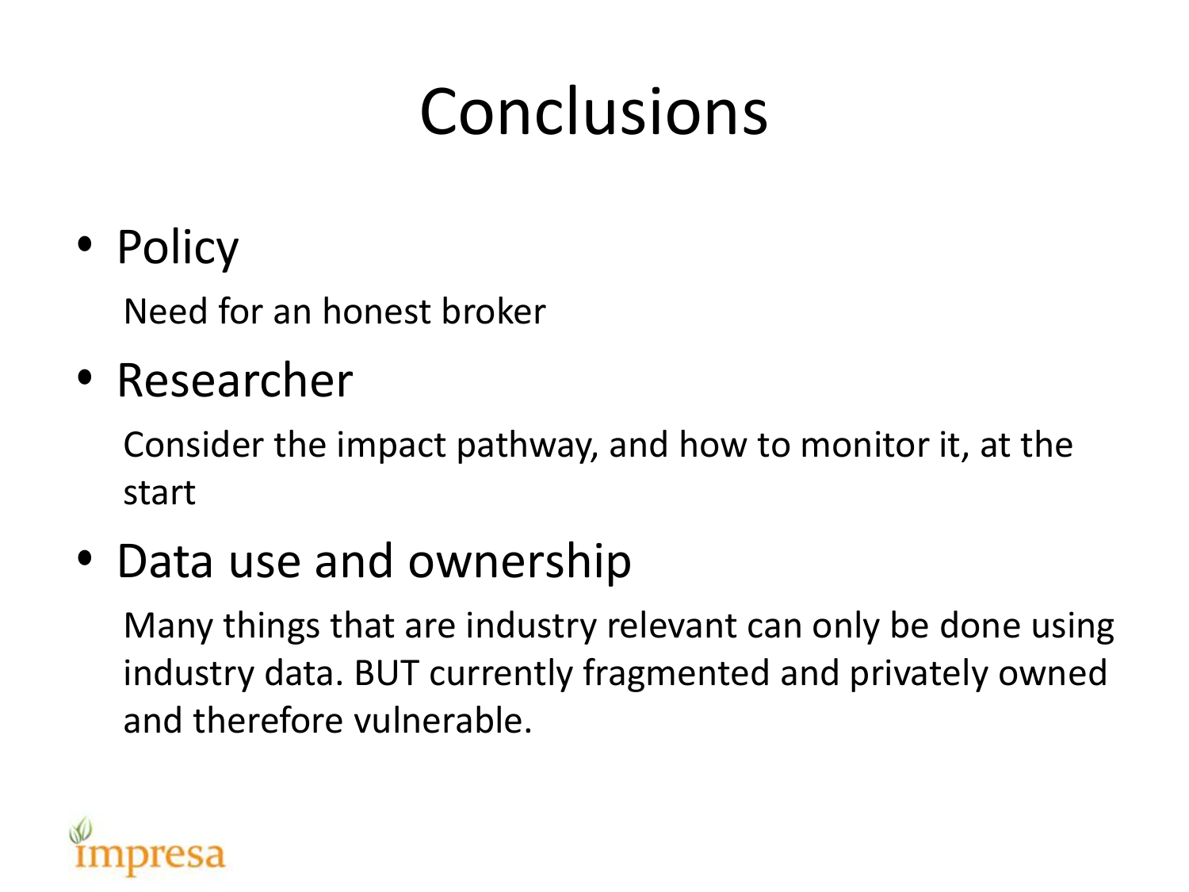# Conclusions

- Policy

  Need for an honest broker

- Researcher

  Consider the impact pathway, and how to monitor it, at the start

- Data use and ownership

  Many things that are industry relevant can only be done using industry data. BUT currently fragmented and privately owned and therefore vulnerable.

impresa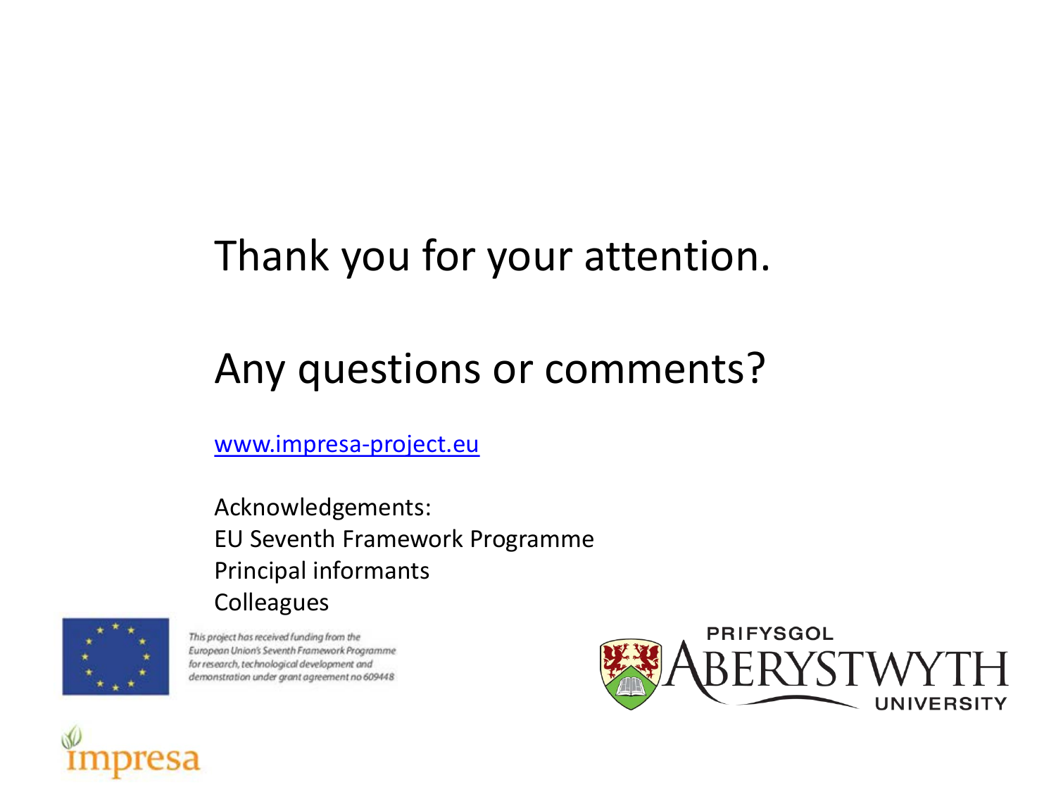# Thank you for your attention.

# Any questions or comments?

www.impresa-project.eu

Acknowledgements:
EU Seventh Framework Programme
Principal informants
Colleagues

*This project has received funding from the European Union's Seventh Framework Programme for research, technological development and demonstration under grant agreement no 609448*

PRIFYSGOL ABERYSTWYTH UNIVERSITY

impresa